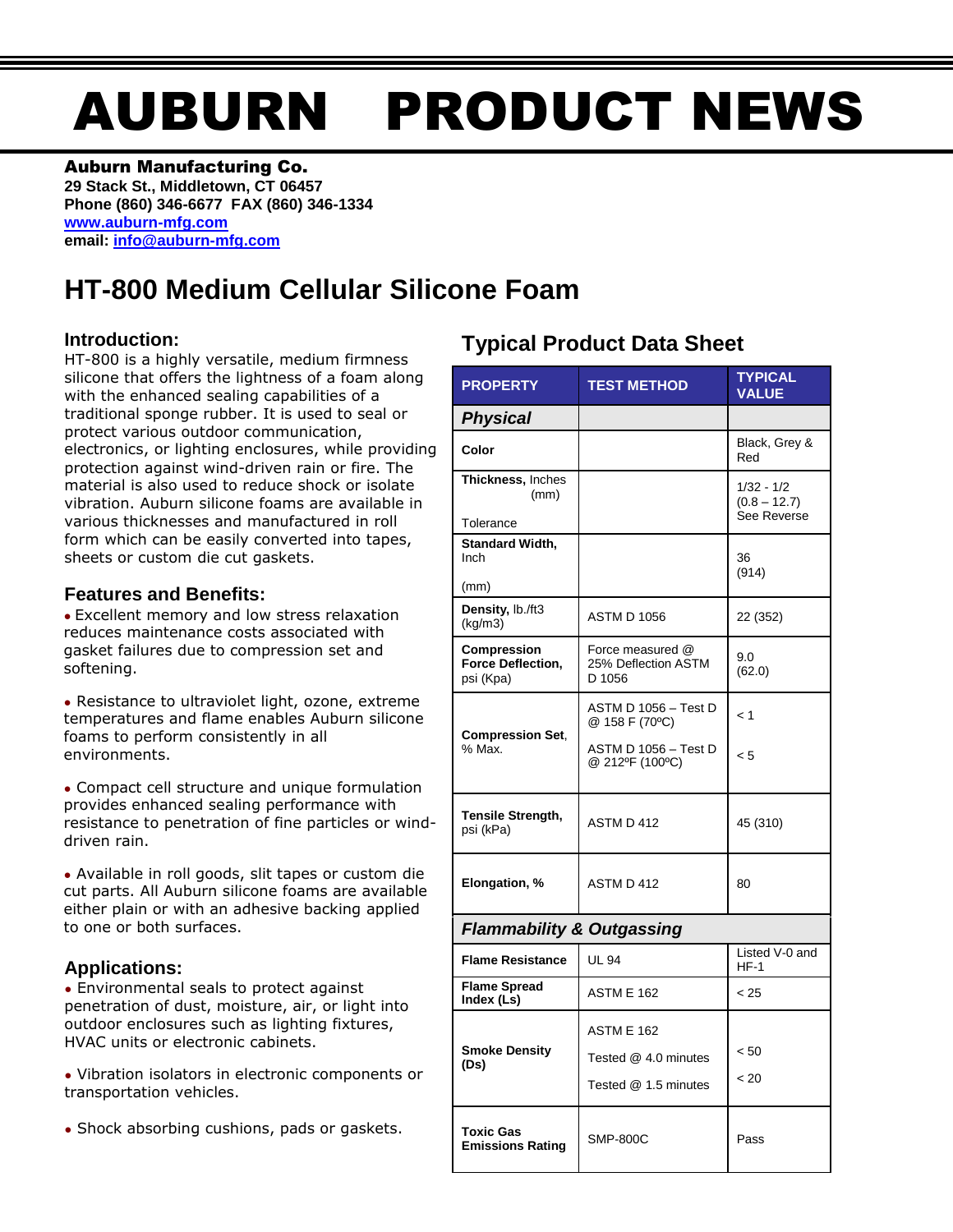# AUBURN PRODUCT NEWS

**Auburn Manufacturing Co.**
**29 Stack St., Middletown, CT 06457**
**Phone (860) 346-6677 FAX (860) 346-1334**
**www.auburn-mfg.com**
**email: info@auburn-mfg.com**

## HT-800 Medium Cellular Silicone Foam

### Introduction:

HT-800 is a highly versatile, medium firmness silicone that offers the lightness of a foam along with the enhanced sealing capabilities of a traditional sponge rubber. It is used to seal or protect various outdoor communication, electronics, or lighting enclosures, while providing protection against wind-driven rain or fire. The material is also used to reduce shock or isolate vibration. Auburn silicone foams are available in various thicknesses and manufactured in roll form which can be easily converted into tapes, sheets or custom die cut gaskets.

### Features and Benefits:

- Excellent memory and low stress relaxation reduces maintenance costs associated with gasket failures due to compression set and softening.
- Resistance to ultraviolet light, ozone, extreme temperatures and flame enables Auburn silicone foams to perform consistently in all environments.
- Compact cell structure and unique formulation provides enhanced sealing performance with resistance to penetration of fine particles or wind-driven rain.
- Available in roll goods, slit tapes or custom die cut parts. All Auburn silicone foams are available either plain or with an adhesive backing applied to one or both surfaces.

### Applications:

- Environmental seals to protect against penetration of dust, moisture, air, or light into outdoor enclosures such as lighting fixtures, HVAC units or electronic cabinets.
- Vibration isolators in electronic components or transportation vehicles.
- Shock absorbing cushions, pads or gaskets.

## Typical Product Data Sheet

| PROPERTY | TEST METHOD | TYPICAL VALUE |
|---|---|---|
| ***Physical*** | | |
| **Color** | | Black, Grey & Red |
| **Thickness**, Inches (mm) Tolerance | | 1/32 - 1/2 (0.8 – 12.7) See Reverse |
| **Standard Width,** Inch (mm) | | 36 (914) |
| **Density,** lb./ft3 (kg/m3) | ASTM D 1056 | 22 (352) |
| **Compression Force Deflection,** psi (Kpa) | Force measured @ 25% Deflection ASTM D 1056 | 9.0 (62.0) |
| **Compression Set**, % Max. | ASTM D 1056 – Test D @ 158 F (70ºC)<br>ASTM D 1056 – Test D @ 212ºF (100ºC) | < 1<br>< 5 |
| **Tensile Strength,** psi (kPa) | ASTM D 412 | 45 (310) |
| **Elongation, %** | ASTM D 412 | 80 |
| ***Flammability & Outgassing*** | | |
| **Flame Resistance** | UL 94 | Listed V-0 and HF-1 |
| **Flame Spread Index (Ls)** | ASTM E 162 | < 25 |
| **Smoke Density (Ds)** | ASTM E 162<br>Tested @ 4.0 minutes<br>Tested @ 1.5 minutes | <br>< 50<br>< 20 |
| **Toxic Gas Emissions Rating** | SMP-800C | Pass |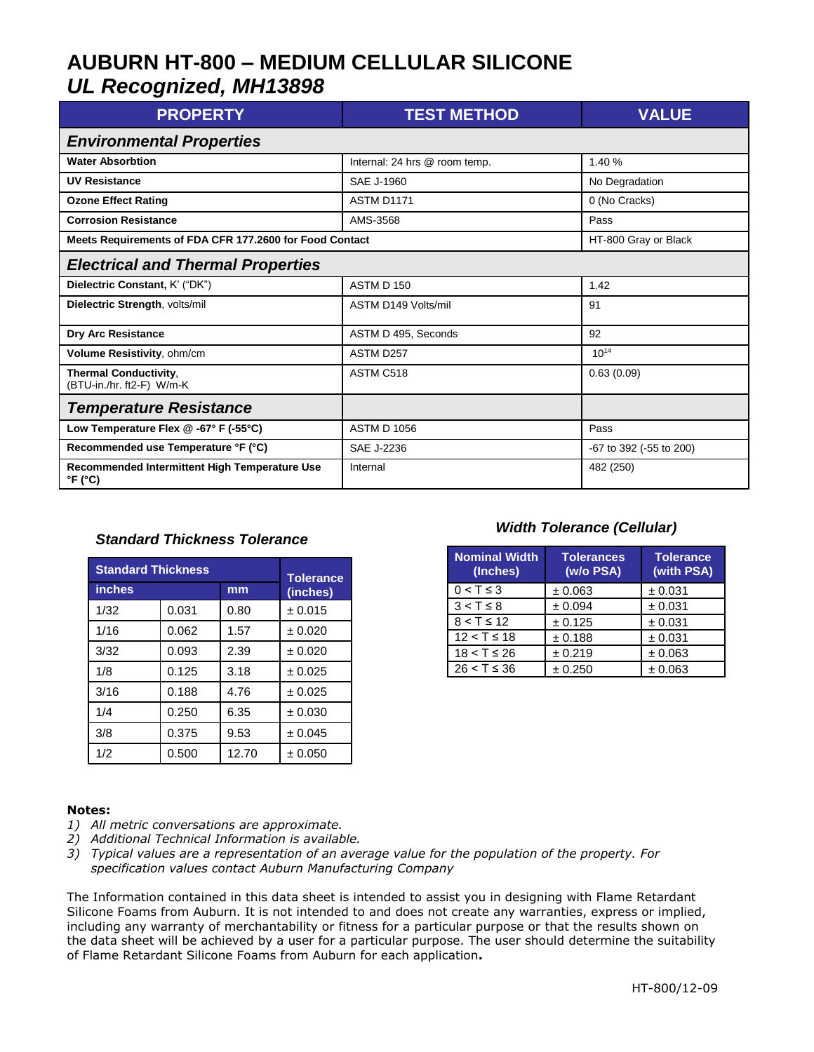# AUBURN HT-800 – MEDIUM CELLULAR SILICONE

## *UL Recognized, MH13898*

| PROPERTY | TEST METHOD | VALUE |
|---|---|---|
| ***Environmental Properties*** | | |
| **Water Absorbtion** | Internal: 24 hrs @ room temp. | 1.40 % |
| **UV Resistance** | SAE J-1960 | No Degradation |
| **Ozone Effect Rating** | ASTM D1171 | 0 (No Cracks) |
| **Corrosion Resistance** | AMS-3568 | Pass |
| **Meets Requirements of FDA CFR 177.2600 for Food Contact** | | HT-800 Gray or Black |
| ***Electrical and Thermal Properties*** | | |
| **Dielectric Constant**, K' ("DK") | ASTM D 150 | 1.42 |
| **Dielectric Strength**, volts/mil | ASTM D149 Volts/mil | 91 |
| **Dry Arc Resistance** | ASTM D 495, Seconds | 92 |
| **Volume Resistivity**, ohm/cm | ASTM D257 | $10^{14}$ |
| **Thermal Conductivity**, (BTU-in./hr. ft2-F) W/m-K | ASTM C518 | 0.63 (0.09) |
| ***Temperature Resistance*** | | |
| **Low Temperature Flex @ -67° F (-55°C)** | ASTM D 1056 | Pass |
| **Recommended use Temperature °F (°C)** | SAE J-2236 | -67 to 392 (-55 to 200) |
| **Recommended Intermittent High Temperature Use °F (°C)** | Internal | 482 (250) |

### *Standard Thickness Tolerance*

| Standard Thickness | | | Tolerance (inches) |
|---|---|---|---|
| inches | | mm | |
| 1/32 | 0.031 | 0.80 | ± 0.015 |
| 1/16 | 0.062 | 1.57 | ± 0.020 |
| 3/32 | 0.093 | 2.39 | ± 0.020 |
| 1/8 | 0.125 | 3.18 | ± 0.025 |
| 3/16 | 0.188 | 4.76 | ± 0.025 |
| 1/4 | 0.250 | 6.35 | ± 0.030 |
| 3/8 | 0.375 | 9.53 | ± 0.045 |
| 1/2 | 0.500 | 12.70 | ± 0.050 |

### *Width Tolerance (Cellular)*

| Nominal Width (Inches) | Tolerances (w/o PSA) | Tolerance (with PSA) |
|---|---|---|
| $0 < T \leq 3$ | ± 0.063 | ± 0.031 |
| $3 < T \leq 8$ | ± 0.094 | ± 0.031 |
| $8 < T \leq 12$ | ± 0.125 | ± 0.031 |
| $12 < T \leq 18$ | ± 0.188 | ± 0.031 |
| $18 < T \leq 26$ | ± 0.219 | ± 0.063 |
| $26 < T \leq 36$ | ± 0.250 | ± 0.063 |

**Notes:**

1) *All metric conversations are approximate.*
2) *Additional Technical Information is available.*
3) *Typical values are a representation of an average value for the population of the property. For specification values contact Auburn Manufacturing Company*

The Information contained in this data sheet is intended to assist you in designing with Flame Retardant Silicone Foams from Auburn. It is not intended to and does not create any warranties, express or implied, including any warranty of merchantability or fitness for a particular purpose or that the results shown on the data sheet will be achieved by a user for a particular purpose. The user should determine the suitability of Flame Retardant Silicone Foams from Auburn for each application**.**

HT-800/12-09